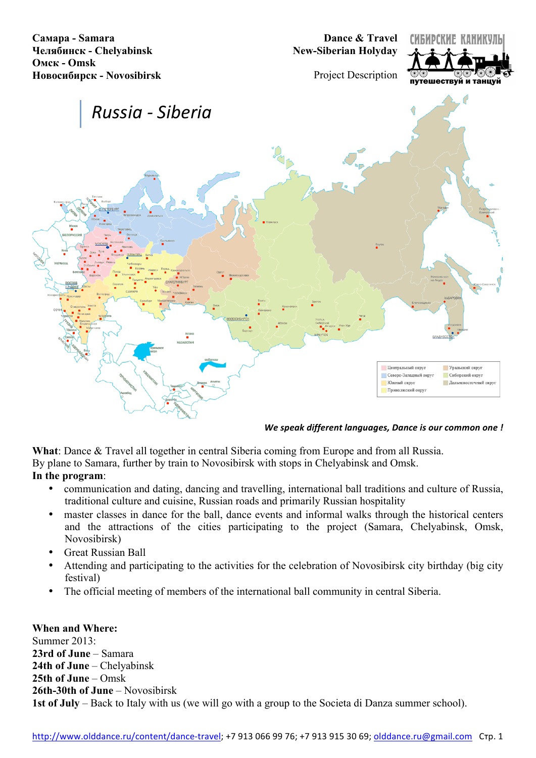**Самара - Samara**
**Челябинск - Chelyabinsk**
**Омск - Omsk**
**Новосибирск - Novosibirsk**

**Dance & Travel**
**New-Siberian Holyday**

Project Description

СИБИРСКИЕ КАНИКУЛЫ
путешествуй и танцуй

# *Russia - Siberia*

***We speak different languages, Dance is our common one !***

**What**: Dance & Travel all together in central Siberia coming from Europe and from all Russia.
By plane to Samara, further by train to Novosibirsk with stops in Chelyabinsk and Omsk.
**In the program**:

- communication and dating, dancing and travelling, international ball traditions and culture of Russia, traditional culture and cuisine, Russian roads and primarily Russian hospitality
- master classes in dance for the ball, dance events and informal walks through the historical centers and the attractions of the cities participating to the project (Samara, Chelyabinsk, Omsk, Novosibirsk)
- Great Russian Ball
- Attending and participating to the activities for the celebration of Novosibirsk city birthday (big city festival)
- The official meeting of members of the international ball community in central Siberia.

**When and Where:**
Summer 2013:
**23rd of June** – Samara
**24th of June** – Chelyabinsk
**25th of June** – Omsk
**26th-30th of June** – Novosibirsk
**1st of July** – Back to Italy with us (we will go with a group to the Societa di Danza summer school).

http://www.olddance.ru/content/dance-travel; +7 913 066 99 76; +7 913 915 30 69; olddance.ru@gmail.com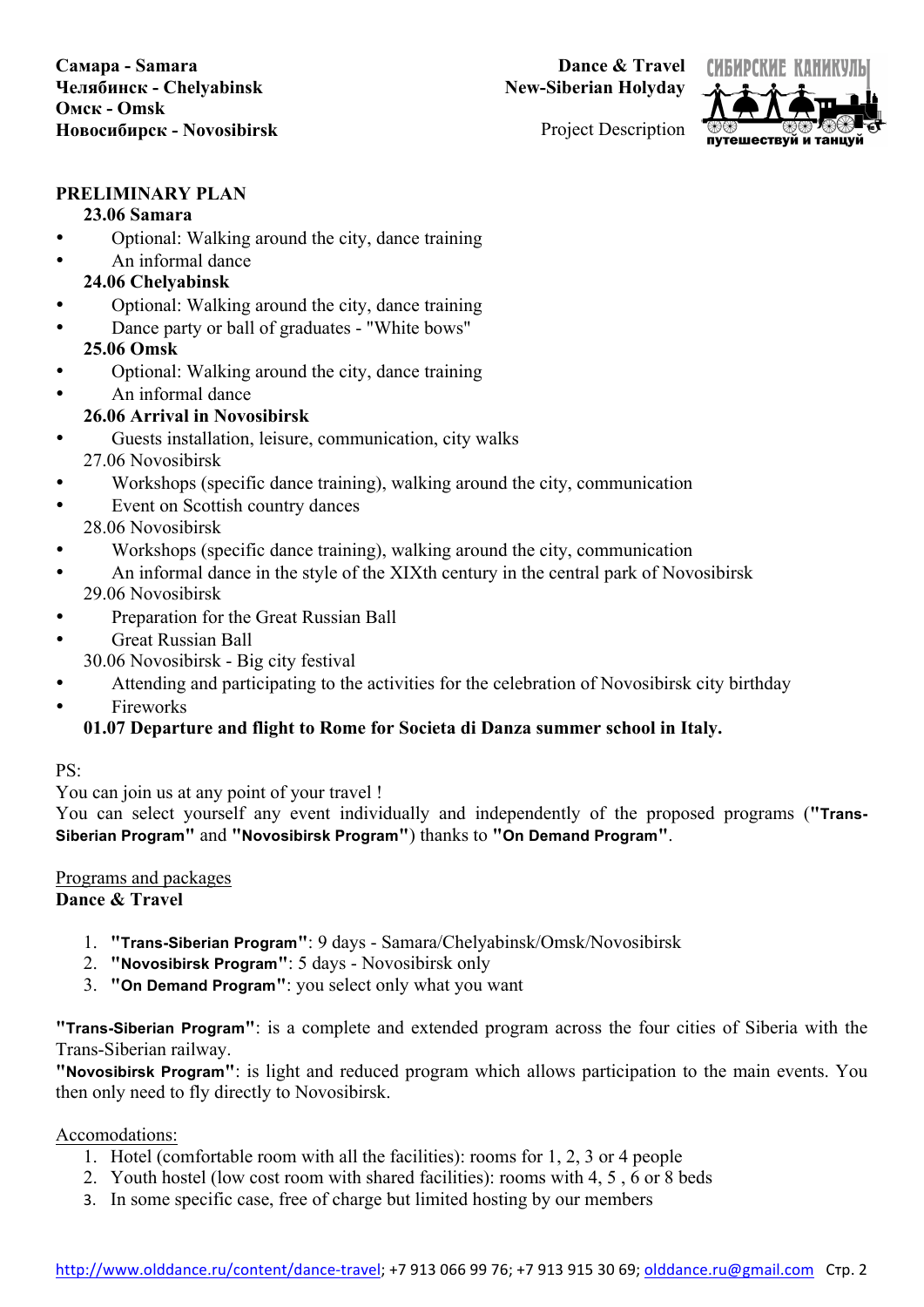**Самара - Samara**
**Челябинск - Chelyabinsk**
**Омск - Omsk**
**Новосибирск - Novosibirsk**

**Dance & Travel**
**New-Siberian Holyday**

Project Description

СИБИРСКИЕ КАНИКУЛЫ
путешествуй и танцуй

**PRELIMINARY PLAN**

**23.06 Samara**
- Optional: Walking around the city, dance training
- An informal dance

**24.06 Chelyabinsk**
- Optional: Walking around the city, dance training
- Dance party or ball of graduates - "White bows"

**25.06 Omsk**
- Optional: Walking around the city, dance training
- An informal dance

**26.06 Arrival in Novosibirsk**
- Guests installation, leisure, communication, city walks

27.06 Novosibirsk
- Workshops (specific dance training), walking around the city, communication
- Event on Scottish country dances

28.06 Novosibirsk
- Workshops (specific dance training), walking around the city, communication
- An informal dance in the style of the XIXth century in the central park of Novosibirsk

29.06 Novosibirsk
- Preparation for the Great Russian Ball
- Great Russian Ball

30.06 Novosibirsk - Big city festival
- Attending and participating to the activities for the celebration of Novosibirsk city birthday
- Fireworks

**01.07 Departure and flight to Rome for Societa di Danza summer school in Italy.**

PS:
You can join us at any point of your travel !
You can select yourself any event individually and independently of the proposed programs (**"Trans-Siberian Program"** and **"Novosibirsk Program"**) thanks to **"On Demand Program"**.

Programs and packages
**Dance & Travel**

1. **"Trans-Siberian Program"**: 9 days - Samara/Chelyabinsk/Omsk/Novosibirsk
2. **"Novosibirsk Program"**: 5 days - Novosibirsk only
3. **"On Demand Program"**: you select only what you want

**"Trans-Siberian Program"**: is a complete and extended program across the four cities of Siberia with the Trans-Siberian railway.
**"Novosibirsk Program"**: is light and reduced program which allows participation to the main events. You then only need to fly directly to Novosibirsk.

Accomodations:
1. Hotel (comfortable room with all the facilities): rooms for 1, 2, 3 or 4 people
2. Youth hostel (low cost room with shared facilities): rooms with 4, 5 , 6 or 8 beds
3. In some specific case, free of charge but limited hosting by our members

http://www.olddance.ru/content/dance-travel; +7 913 066 99 76; +7 913 915 30 69; olddance.ru@gmail.com